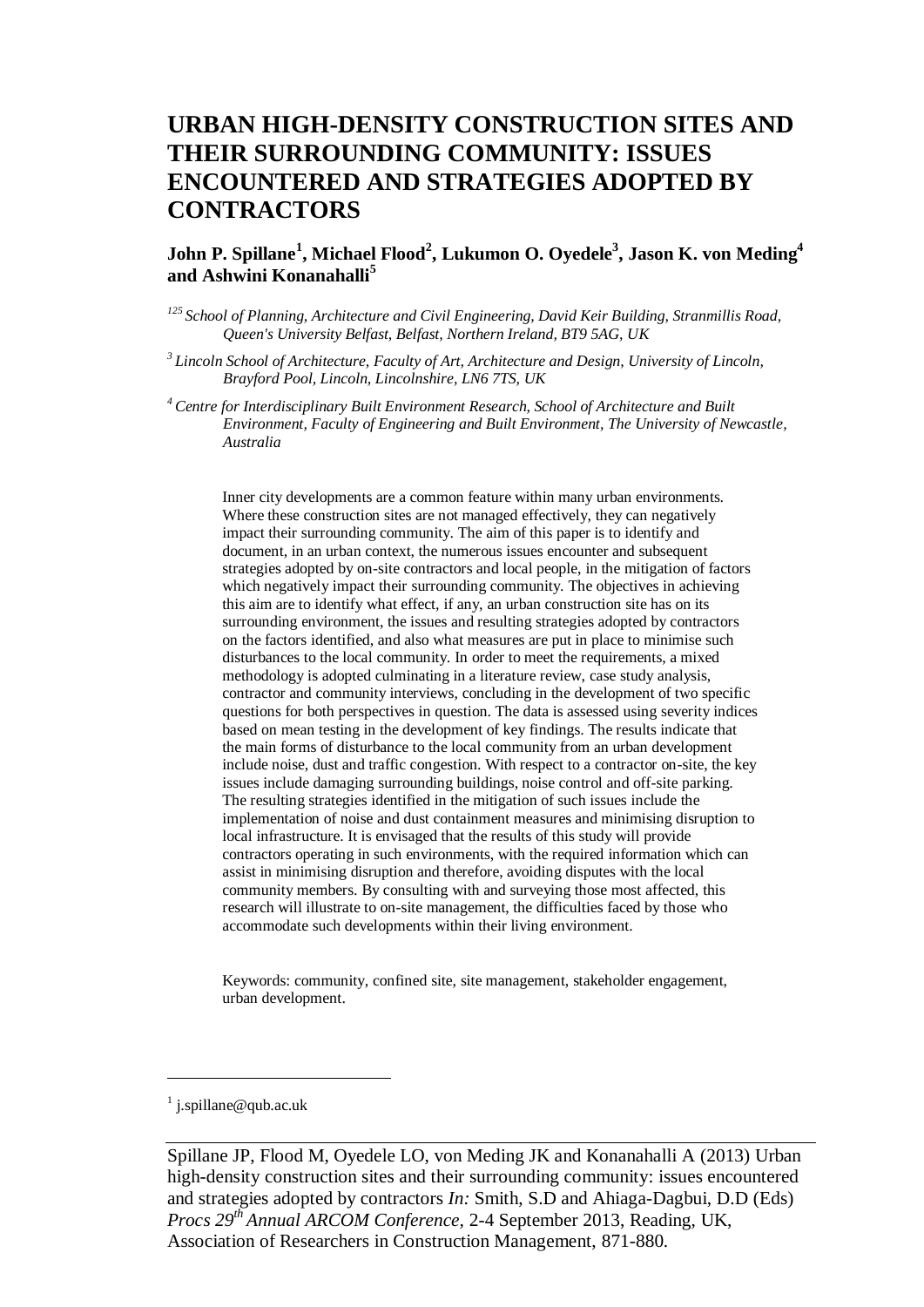# URBAN HIGH-DENSITY CONSTRUCTION SITES AND THEIR SURROUNDING COMMUNITY: ISSUES ENCOUNTERED AND STRATEGIES ADOPTED BY CONTRACTORS

**John P. Spillane[1], Michael Flood[2], Lukumon O. Oyedele[3], Jason K. von Meding[4] and Ashwini Konanahalli[5]**

*[125] School of Planning, Architecture and Civil Engineering, David Keir Building, Stranmillis Road, Queen's University Belfast, Belfast, Northern Ireland, BT9 5AG, UK*

*[3] Lincoln School of Architecture, Faculty of Art, Architecture and Design, University of Lincoln, Brayford Pool, Lincoln, Lincolnshire, LN6 7TS, UK*

*[4] Centre for Interdisciplinary Built Environment Research, School of Architecture and Built Environment, Faculty of Engineering and Built Environment, The University of Newcastle, Australia*

Inner city developments are a common feature within many urban environments. Where these construction sites are not managed effectively, they can negatively impact their surrounding community. The aim of this paper is to identify and document, in an urban context, the numerous issues encounter and subsequent strategies adopted by on-site contractors and local people, in the mitigation of factors which negatively impact their surrounding community. The objectives in achieving this aim are to identify what effect, if any, an urban construction site has on its surrounding environment, the issues and resulting strategies adopted by contractors on the factors identified, and also what measures are put in place to minimise such disturbances to the local community. In order to meet the requirements, a mixed methodology is adopted culminating in a literature review, case study analysis, contractor and community interviews, concluding in the development of two specific questions for both perspectives in question. The data is assessed using severity indices based on mean testing in the development of key findings. The results indicate that the main forms of disturbance to the local community from an urban development include noise, dust and traffic congestion. With respect to a contractor on-site, the key issues include damaging surrounding buildings, noise control and off-site parking. The resulting strategies identified in the mitigation of such issues include the implementation of noise and dust containment measures and minimising disruption to local infrastructure. It is envisaged that the results of this study will provide contractors operating in such environments, with the required information which can assist in minimising disruption and therefore, avoiding disputes with the local community members. By consulting with and surveying those most affected, this research will illustrate to on-site management, the difficulties faced by those who accommodate such developments within their living environment.

Keywords: community, confined site, site management, stakeholder engagement, urban development.

---

[1] j.spillane@qub.ac.uk

Spillane JP, Flood M, Oyedele LO, von Meding JK and Konanahalli A (2013) Urban high-density construction sites and their surrounding community: issues encountered and strategies adopted by contractors *In:* Smith, S.D and Ahiaga-Dagbui, D.D (Eds) *Procs 29th Annual ARCOM Conference*, 2-4 September 2013, Reading, UK, Association of Researchers in Construction Management, 871-880.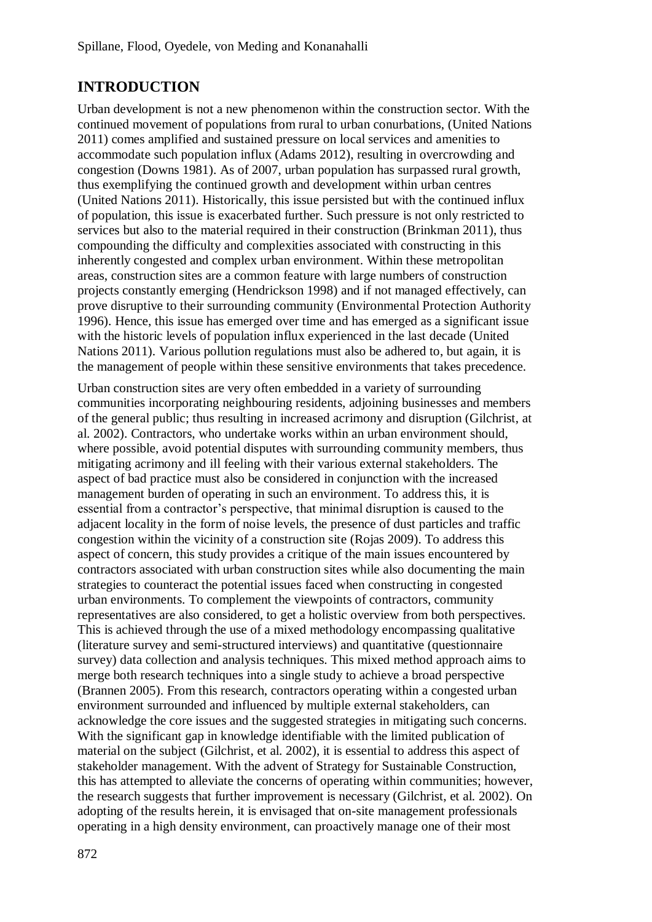## INTRODUCTION

Urban development is not a new phenomenon within the construction sector. With the continued movement of populations from rural to urban conurbations, (United Nations 2011) comes amplified and sustained pressure on local services and amenities to accommodate such population influx (Adams 2012), resulting in overcrowding and congestion (Downs 1981). As of 2007, urban population has surpassed rural growth, thus exemplifying the continued growth and development within urban centres (United Nations 2011). Historically, this issue persisted but with the continued influx of population, this issue is exacerbated further. Such pressure is not only restricted to services but also to the material required in their construction (Brinkman 2011), thus compounding the difficulty and complexities associated with constructing in this inherently congested and complex urban environment. Within these metropolitan areas, construction sites are a common feature with large numbers of construction projects constantly emerging (Hendrickson 1998) and if not managed effectively, can prove disruptive to their surrounding community (Environmental Protection Authority 1996). Hence, this issue has emerged over time and has emerged as a significant issue with the historic levels of population influx experienced in the last decade (United Nations 2011). Various pollution regulations must also be adhered to, but again, it is the management of people within these sensitive environments that takes precedence.

Urban construction sites are very often embedded in a variety of surrounding communities incorporating neighbouring residents, adjoining businesses and members of the general public; thus resulting in increased acrimony and disruption (Gilchrist, at al. 2002). Contractors, who undertake works within an urban environment should, where possible, avoid potential disputes with surrounding community members, thus mitigating acrimony and ill feeling with their various external stakeholders. The aspect of bad practice must also be considered in conjunction with the increased management burden of operating in such an environment. To address this, it is essential from a contractor's perspective, that minimal disruption is caused to the adjacent locality in the form of noise levels, the presence of dust particles and traffic congestion within the vicinity of a construction site (Rojas 2009). To address this aspect of concern, this study provides a critique of the main issues encountered by contractors associated with urban construction sites while also documenting the main strategies to counteract the potential issues faced when constructing in congested urban environments. To complement the viewpoints of contractors, community representatives are also considered, to get a holistic overview from both perspectives. This is achieved through the use of a mixed methodology encompassing qualitative (literature survey and semi-structured interviews) and quantitative (questionnaire survey) data collection and analysis techniques. This mixed method approach aims to merge both research techniques into a single study to achieve a broad perspective (Brannen 2005). From this research, contractors operating within a congested urban environment surrounded and influenced by multiple external stakeholders, can acknowledge the core issues and the suggested strategies in mitigating such concerns. With the significant gap in knowledge identifiable with the limited publication of material on the subject (Gilchrist, et al. 2002), it is essential to address this aspect of stakeholder management. With the advent of Strategy for Sustainable Construction, this has attempted to alleviate the concerns of operating within communities; however, the research suggests that further improvement is necessary (Gilchrist, et al. 2002). On adopting of the results herein, it is envisaged that on-site management professionals operating in a high density environment, can proactively manage one of their most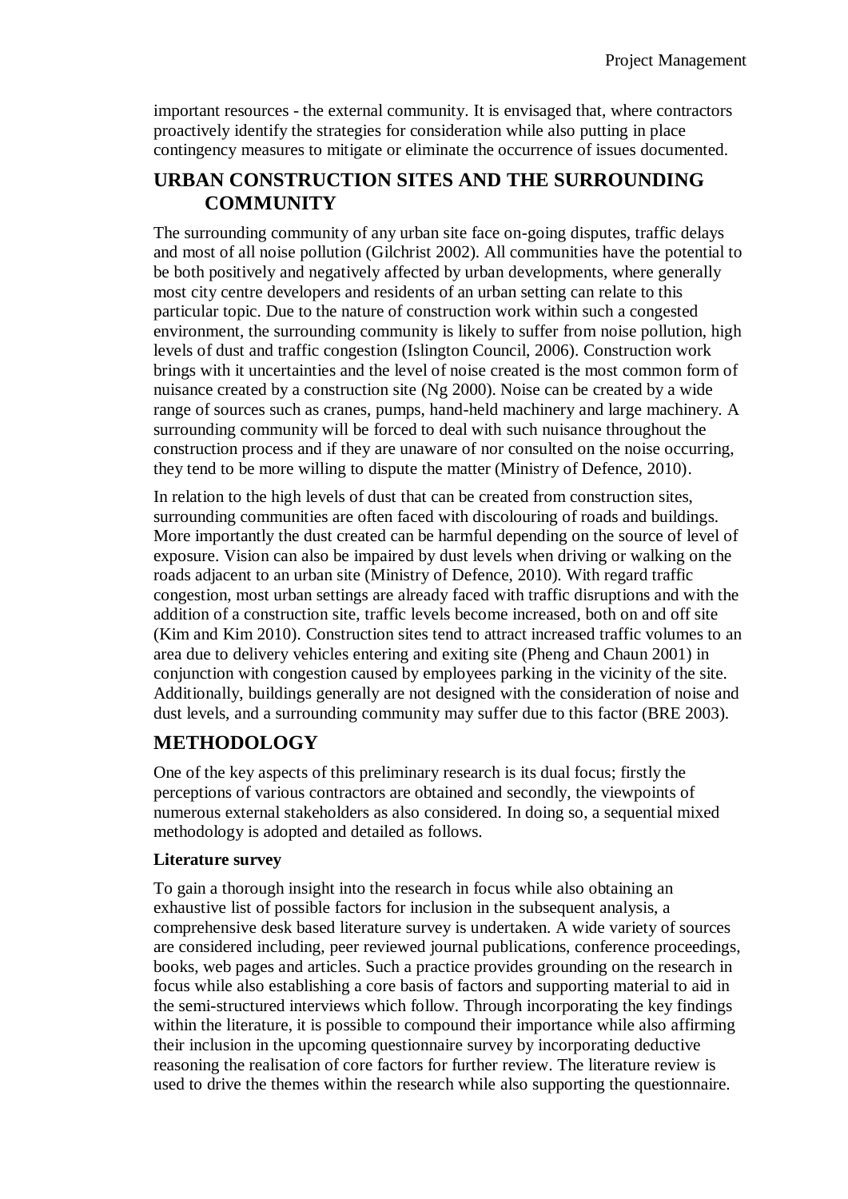important resources - the external community. It is envisaged that, where contractors proactively identify the strategies for consideration while also putting in place contingency measures to mitigate or eliminate the occurrence of issues documented.

## URBAN CONSTRUCTION SITES AND THE SURROUNDING COMMUNITY

The surrounding community of any urban site face on-going disputes, traffic delays and most of all noise pollution (Gilchrist 2002). All communities have the potential to be both positively and negatively affected by urban developments, where generally most city centre developers and residents of an urban setting can relate to this particular topic. Due to the nature of construction work within such a congested environment, the surrounding community is likely to suffer from noise pollution, high levels of dust and traffic congestion (Islington Council, 2006). Construction work brings with it uncertainties and the level of noise created is the most common form of nuisance created by a construction site (Ng 2000). Noise can be created by a wide range of sources such as cranes, pumps, hand-held machinery and large machinery. A surrounding community will be forced to deal with such nuisance throughout the construction process and if they are unaware of nor consulted on the noise occurring, they tend to be more willing to dispute the matter (Ministry of Defence, 2010).

In relation to the high levels of dust that can be created from construction sites, surrounding communities are often faced with discolouring of roads and buildings. More importantly the dust created can be harmful depending on the source of level of exposure. Vision can also be impaired by dust levels when driving or walking on the roads adjacent to an urban site (Ministry of Defence, 2010). With regard traffic congestion, most urban settings are already faced with traffic disruptions and with the addition of a construction site, traffic levels become increased, both on and off site (Kim and Kim 2010). Construction sites tend to attract increased traffic volumes to an area due to delivery vehicles entering and exiting site (Pheng and Chaun 2001) in conjunction with congestion caused by employees parking in the vicinity of the site. Additionally, buildings generally are not designed with the consideration of noise and dust levels, and a surrounding community may suffer due to this factor (BRE 2003).

## METHODOLOGY

One of the key aspects of this preliminary research is its dual focus; firstly the perceptions of various contractors are obtained and secondly, the viewpoints of numerous external stakeholders as also considered. In doing so, a sequential mixed methodology is adopted and detailed as follows.

### Literature survey

To gain a thorough insight into the research in focus while also obtaining an exhaustive list of possible factors for inclusion in the subsequent analysis, a comprehensive desk based literature survey is undertaken. A wide variety of sources are considered including, peer reviewed journal publications, conference proceedings, books, web pages and articles. Such a practice provides grounding on the research in focus while also establishing a core basis of factors and supporting material to aid in the semi-structured interviews which follow. Through incorporating the key findings within the literature, it is possible to compound their importance while also affirming their inclusion in the upcoming questionnaire survey by incorporating deductive reasoning the realisation of core factors for further review. The literature review is used to drive the themes within the research while also supporting the questionnaire.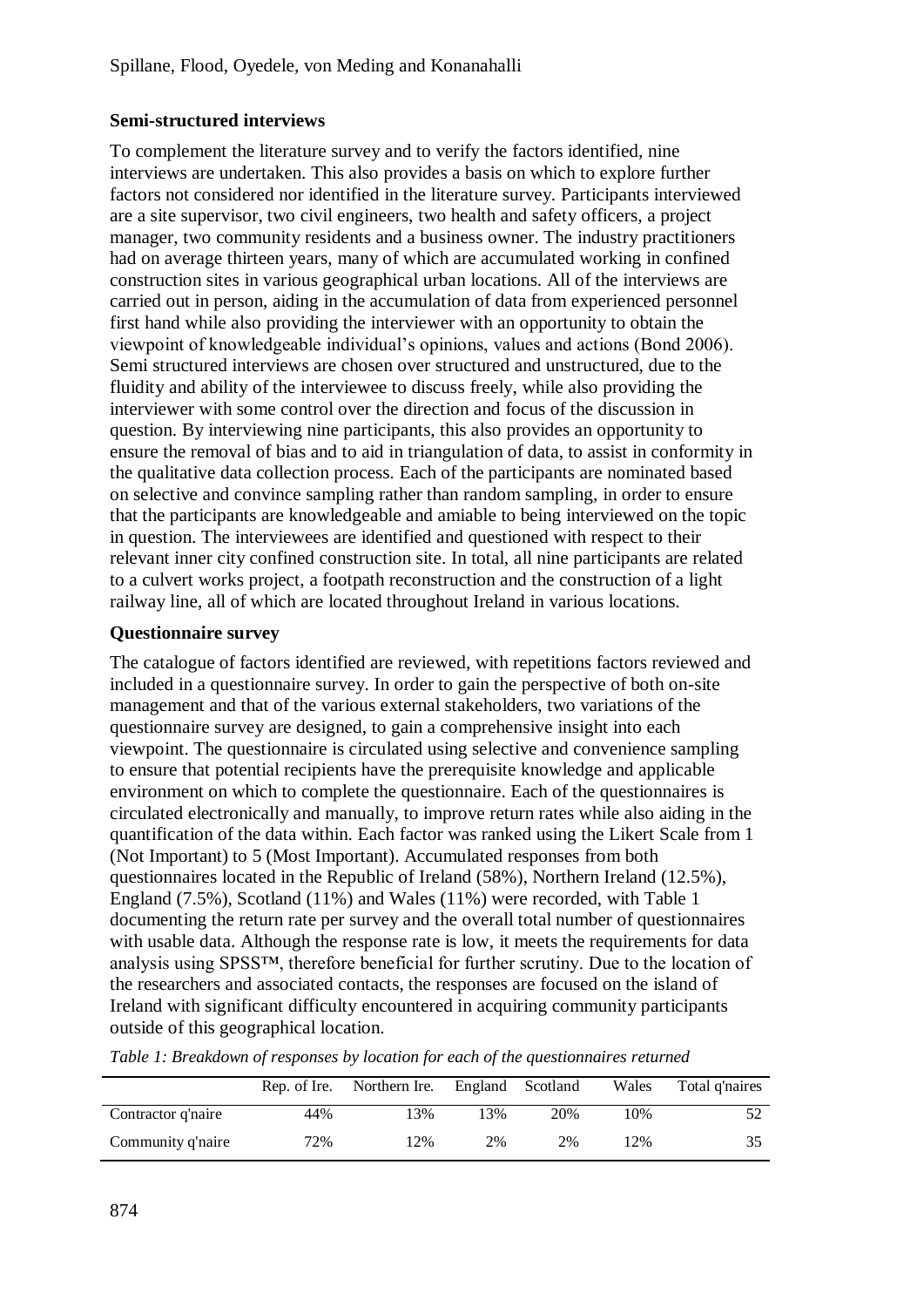### Semi-structured interviews

To complement the literature survey and to verify the factors identified, nine interviews are undertaken. This also provides a basis on which to explore further factors not considered nor identified in the literature survey. Participants interviewed are a site supervisor, two civil engineers, two health and safety officers, a project manager, two community residents and a business owner. The industry practitioners had on average thirteen years, many of which are accumulated working in confined construction sites in various geographical urban locations. All of the interviews are carried out in person, aiding in the accumulation of data from experienced personnel first hand while also providing the interviewer with an opportunity to obtain the viewpoint of knowledgeable individual's opinions, values and actions (Bond 2006). Semi structured interviews are chosen over structured and unstructured, due to the fluidity and ability of the interviewee to discuss freely, while also providing the interviewer with some control over the direction and focus of the discussion in question. By interviewing nine participants, this also provides an opportunity to ensure the removal of bias and to aid in triangulation of data, to assist in conformity in the qualitative data collection process. Each of the participants are nominated based on selective and convince sampling rather than random sampling, in order to ensure that the participants are knowledgeable and amiable to being interviewed on the topic in question. The interviewees are identified and questioned with respect to their relevant inner city confined construction site. In total, all nine participants are related to a culvert works project, a footpath reconstruction and the construction of a light railway line, all of which are located throughout Ireland in various locations.

### Questionnaire survey

The catalogue of factors identified are reviewed, with repetitions factors reviewed and included in a questionnaire survey. In order to gain the perspective of both on-site management and that of the various external stakeholders, two variations of the questionnaire survey are designed, to gain a comprehensive insight into each viewpoint. The questionnaire is circulated using selective and convenience sampling to ensure that potential recipients have the prerequisite knowledge and applicable environment on which to complete the questionnaire. Each of the questionnaires is circulated electronically and manually, to improve return rates while also aiding in the quantification of the data within. Each factor was ranked using the Likert Scale from 1 (Not Important) to 5 (Most Important). Accumulated responses from both questionnaires located in the Republic of Ireland (58%), Northern Ireland (12.5%), England (7.5%), Scotland (11%) and Wales (11%) were recorded, with Table 1 documenting the return rate per survey and the overall total number of questionnaires with usable data. Although the response rate is low, it meets the requirements for data analysis using SPSS™, therefore beneficial for further scrutiny. Due to the location of the researchers and associated contacts, the responses are focused on the island of Ireland with significant difficulty encountered in acquiring community participants outside of this geographical location.

*Table 1: Breakdown of responses by location for each of the questionnaires returned*

| | Rep. of Ire. | Northern Ire. | England | Scotland | Wales | Total q'naires |
|---|---|---|---|---|---|---|
| Contractor q'naire | 44% | 13% | 13% | 20% | 10% | 52 |
| Community q'naire | 72% | 12% | 2% | 2% | 12% | 35 |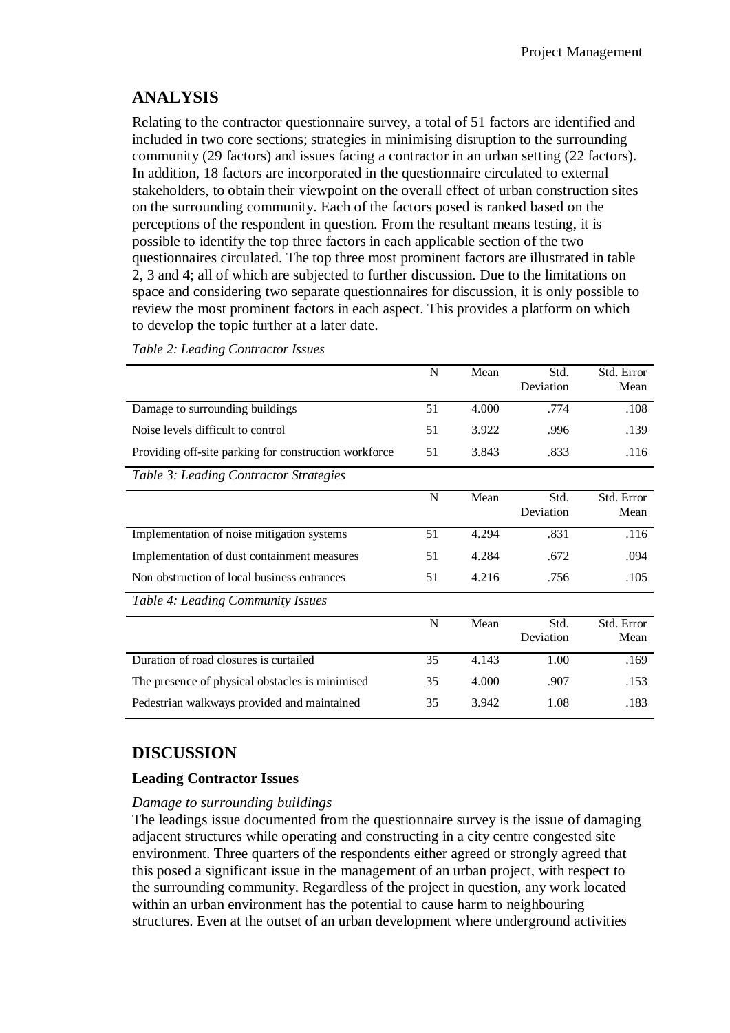## ANALYSIS

Relating to the contractor questionnaire survey, a total of 51 factors are identified and included in two core sections; strategies in minimising disruption to the surrounding community (29 factors) and issues facing a contractor in an urban setting (22 factors). In addition, 18 factors are incorporated in the questionnaire circulated to external stakeholders, to obtain their viewpoint on the overall effect of urban construction sites on the surrounding community. Each of the factors posed is ranked based on the perceptions of the respondent in question. From the resultant means testing, it is possible to identify the top three factors in each applicable section of the two questionnaires circulated. The top three most prominent factors are illustrated in table 2, 3 and 4; all of which are subjected to further discussion. Due to the limitations on space and considering two separate questionnaires for discussion, it is only possible to review the most prominent factors in each aspect. This provides a platform on which to develop the topic further at a later date.

*Table 2: Leading Contractor Issues*

| | N | Mean | Std. Deviation | Std. Error Mean |
|---|---|---|---|---|
| Damage to surrounding buildings | 51 | 4.000 | .774 | .108 |
| Noise levels difficult to control | 51 | 3.922 | .996 | .139 |
| Providing off-site parking for construction workforce | 51 | 3.843 | .833 | .116 |

*Table 3: Leading Contractor Strategies*

| | N | Mean | Std. Deviation | Std. Error Mean |
|---|---|---|---|---|
| Implementation of noise mitigation systems | 51 | 4.294 | .831 | .116 |
| Implementation of dust containment measures | 51 | 4.284 | .672 | .094 |
| Non obstruction of local business entrances | 51 | 4.216 | .756 | .105 |

*Table 4: Leading Community Issues*

| | N | Mean | Std. Deviation | Std. Error Mean |
|---|---|---|---|---|
| Duration of road closures is curtailed | 35 | 4.143 | 1.00 | .169 |
| The presence of physical obstacles is minimised | 35 | 4.000 | .907 | .153 |
| Pedestrian walkways provided and maintained | 35 | 3.942 | 1.08 | .183 |

## DISCUSSION

### Leading Contractor Issues

*Damage to surrounding buildings*

The leadings issue documented from the questionnaire survey is the issue of damaging adjacent structures while operating and constructing in a city centre congested site environment. Three quarters of the respondents either agreed or strongly agreed that this posed a significant issue in the management of an urban project, with respect to the surrounding community. Regardless of the project in question, any work located within an urban environment has the potential to cause harm to neighbouring structures. Even at the outset of an urban development where underground activities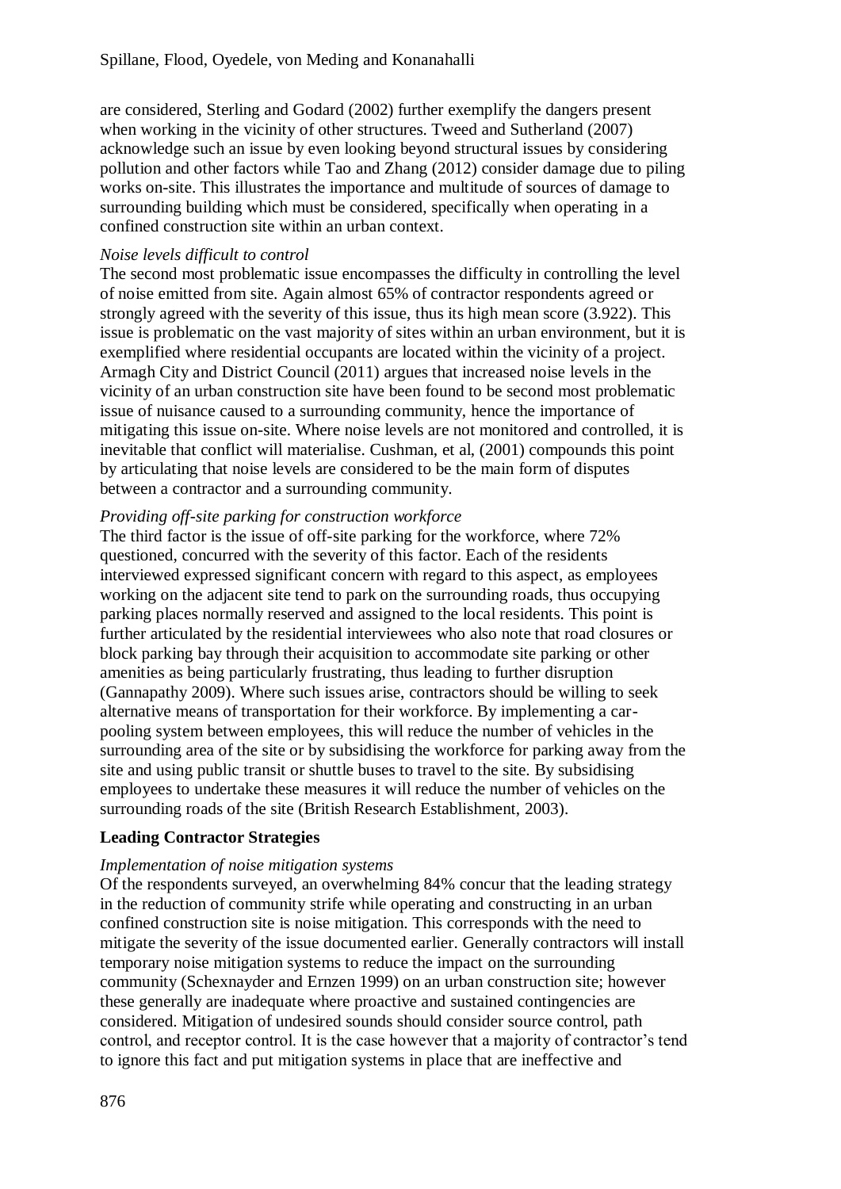are considered, Sterling and Godard (2002) further exemplify the dangers present when working in the vicinity of other structures. Tweed and Sutherland (2007) acknowledge such an issue by even looking beyond structural issues by considering pollution and other factors while Tao and Zhang (2012) consider damage due to piling works on-site. This illustrates the importance and multitude of sources of damage to surrounding building which must be considered, specifically when operating in a confined construction site within an urban context.

*Noise levels difficult to control*

The second most problematic issue encompasses the difficulty in controlling the level of noise emitted from site. Again almost 65% of contractor respondents agreed or strongly agreed with the severity of this issue, thus its high mean score (3.922). This issue is problematic on the vast majority of sites within an urban environment, but it is exemplified where residential occupants are located within the vicinity of a project. Armagh City and District Council (2011) argues that increased noise levels in the vicinity of an urban construction site have been found to be second most problematic issue of nuisance caused to a surrounding community, hence the importance of mitigating this issue on-site. Where noise levels are not monitored and controlled, it is inevitable that conflict will materialise. Cushman, et al, (2001) compounds this point by articulating that noise levels are considered to be the main form of disputes between a contractor and a surrounding community.

*Providing off-site parking for construction workforce*

The third factor is the issue of off-site parking for the workforce, where 72% questioned, concurred with the severity of this factor. Each of the residents interviewed expressed significant concern with regard to this aspect, as employees working on the adjacent site tend to park on the surrounding roads, thus occupying parking places normally reserved and assigned to the local residents. This point is further articulated by the residential interviewees who also note that road closures or block parking bay through their acquisition to accommodate site parking or other amenities as being particularly frustrating, thus leading to further disruption (Gannapathy 2009). Where such issues arise, contractors should be willing to seek alternative means of transportation for their workforce. By implementing a car-pooling system between employees, this will reduce the number of vehicles in the surrounding area of the site or by subsidising the workforce for parking away from the site and using public transit or shuttle buses to travel to the site. By subsidising employees to undertake these measures it will reduce the number of vehicles on the surrounding roads of the site (British Research Establishment, 2003).

**Leading Contractor Strategies**

*Implementation of noise mitigation systems*

Of the respondents surveyed, an overwhelming 84% concur that the leading strategy in the reduction of community strife while operating and constructing in an urban confined construction site is noise mitigation. This corresponds with the need to mitigate the severity of the issue documented earlier. Generally contractors will install temporary noise mitigation systems to reduce the impact on the surrounding community (Schexnayder and Ernzen 1999) on an urban construction site; however these generally are inadequate where proactive and sustained contingencies are considered. Mitigation of undesired sounds should consider source control, path control, and receptor control. It is the case however that a majority of contractor's tend to ignore this fact and put mitigation systems in place that are ineffective and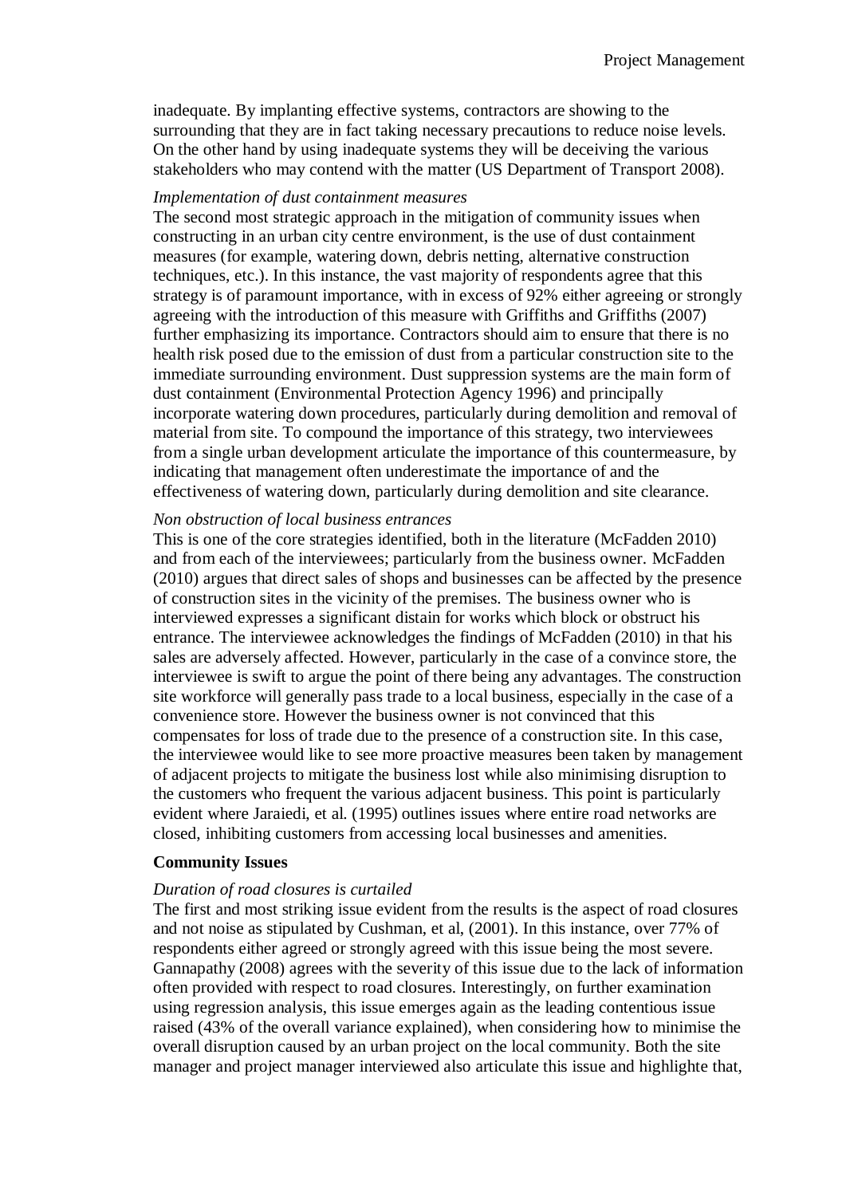inadequate. By implanting effective systems, contractors are showing to the surrounding that they are in fact taking necessary precautions to reduce noise levels. On the other hand by using inadequate systems they will be deceiving the various stakeholders who may contend with the matter (US Department of Transport 2008).

*Implementation of dust containment measures*

The second most strategic approach in the mitigation of community issues when constructing in an urban city centre environment, is the use of dust containment measures (for example, watering down, debris netting, alternative construction techniques, etc.). In this instance, the vast majority of respondents agree that this strategy is of paramount importance, with in excess of 92% either agreeing or strongly agreeing with the introduction of this measure with Griffiths and Griffiths (2007) further emphasizing its importance. Contractors should aim to ensure that there is no health risk posed due to the emission of dust from a particular construction site to the immediate surrounding environment. Dust suppression systems are the main form of dust containment (Environmental Protection Agency 1996) and principally incorporate watering down procedures, particularly during demolition and removal of material from site. To compound the importance of this strategy, two interviewees from a single urban development articulate the importance of this countermeasure, by indicating that management often underestimate the importance of and the effectiveness of watering down, particularly during demolition and site clearance.

*Non obstruction of local business entrances*

This is one of the core strategies identified, both in the literature (McFadden 2010) and from each of the interviewees; particularly from the business owner. McFadden (2010) argues that direct sales of shops and businesses can be affected by the presence of construction sites in the vicinity of the premises. The business owner who is interviewed expresses a significant distain for works which block or obstruct his entrance. The interviewee acknowledges the findings of McFadden (2010) in that his sales are adversely affected. However, particularly in the case of a convince store, the interviewee is swift to argue the point of there being any advantages. The construction site workforce will generally pass trade to a local business, especially in the case of a convenience store. However the business owner is not convinced that this compensates for loss of trade due to the presence of a construction site. In this case, the interviewee would like to see more proactive measures been taken by management of adjacent projects to mitigate the business lost while also minimising disruption to the customers who frequent the various adjacent business. This point is particularly evident where Jaraiedi, et al. (1995) outlines issues where entire road networks are closed, inhibiting customers from accessing local businesses and amenities.

**Community Issues**

*Duration of road closures is curtailed*

The first and most striking issue evident from the results is the aspect of road closures and not noise as stipulated by Cushman, et al, (2001). In this instance, over 77% of respondents either agreed or strongly agreed with this issue being the most severe. Gannapathy (2008) agrees with the severity of this issue due to the lack of information often provided with respect to road closures. Interestingly, on further examination using regression analysis, this issue emerges again as the leading contentious issue raised (43% of the overall variance explained), when considering how to minimise the overall disruption caused by an urban project on the local community. Both the site manager and project manager interviewed also articulate this issue and highlighte that,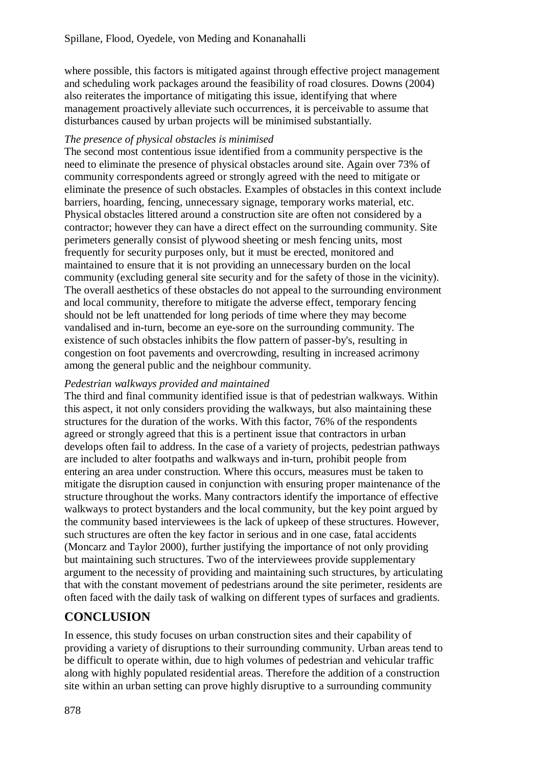where possible, this factors is mitigated against through effective project management and scheduling work packages around the feasibility of road closures. Downs (2004) also reiterates the importance of mitigating this issue, identifying that where management proactively alleviate such occurrences, it is perceivable to assume that disturbances caused by urban projects will be minimised substantially.

*The presence of physical obstacles is minimised*

The second most contentious issue identified from a community perspective is the need to eliminate the presence of physical obstacles around site. Again over 73% of community correspondents agreed or strongly agreed with the need to mitigate or eliminate the presence of such obstacles. Examples of obstacles in this context include barriers, hoarding, fencing, unnecessary signage, temporary works material, etc. Physical obstacles littered around a construction site are often not considered by a contractor; however they can have a direct effect on the surrounding community. Site perimeters generally consist of plywood sheeting or mesh fencing units, most frequently for security purposes only, but it must be erected, monitored and maintained to ensure that it is not providing an unnecessary burden on the local community (excluding general site security and for the safety of those in the vicinity). The overall aesthetics of these obstacles do not appeal to the surrounding environment and local community, therefore to mitigate the adverse effect, temporary fencing should not be left unattended for long periods of time where they may become vandalised and in-turn, become an eye-sore on the surrounding community. The existence of such obstacles inhibits the flow pattern of passer-by's, resulting in congestion on foot pavements and overcrowding, resulting in increased acrimony among the general public and the neighbour community.

*Pedestrian walkways provided and maintained*

The third and final community identified issue is that of pedestrian walkways. Within this aspect, it not only considers providing the walkways, but also maintaining these structures for the duration of the works. With this factor, 76% of the respondents agreed or strongly agreed that this is a pertinent issue that contractors in urban develops often fail to address. In the case of a variety of projects, pedestrian pathways are included to alter footpaths and walkways and in-turn, prohibit people from entering an area under construction. Where this occurs, measures must be taken to mitigate the disruption caused in conjunction with ensuring proper maintenance of the structure throughout the works. Many contractors identify the importance of effective walkways to protect bystanders and the local community, but the key point argued by the community based interviewees is the lack of upkeep of these structures. However, such structures are often the key factor in serious and in one case, fatal accidents (Moncarz and Taylor 2000), further justifying the importance of not only providing but maintaining such structures. Two of the interviewees provide supplementary argument to the necessity of providing and maintaining such structures, by articulating that with the constant movement of pedestrians around the site perimeter, residents are often faced with the daily task of walking on different types of surfaces and gradients.

## CONCLUSION

In essence, this study focuses on urban construction sites and their capability of providing a variety of disruptions to their surrounding community. Urban areas tend to be difficult to operate within, due to high volumes of pedestrian and vehicular traffic along with highly populated residential areas. Therefore the addition of a construction site within an urban setting can prove highly disruptive to a surrounding community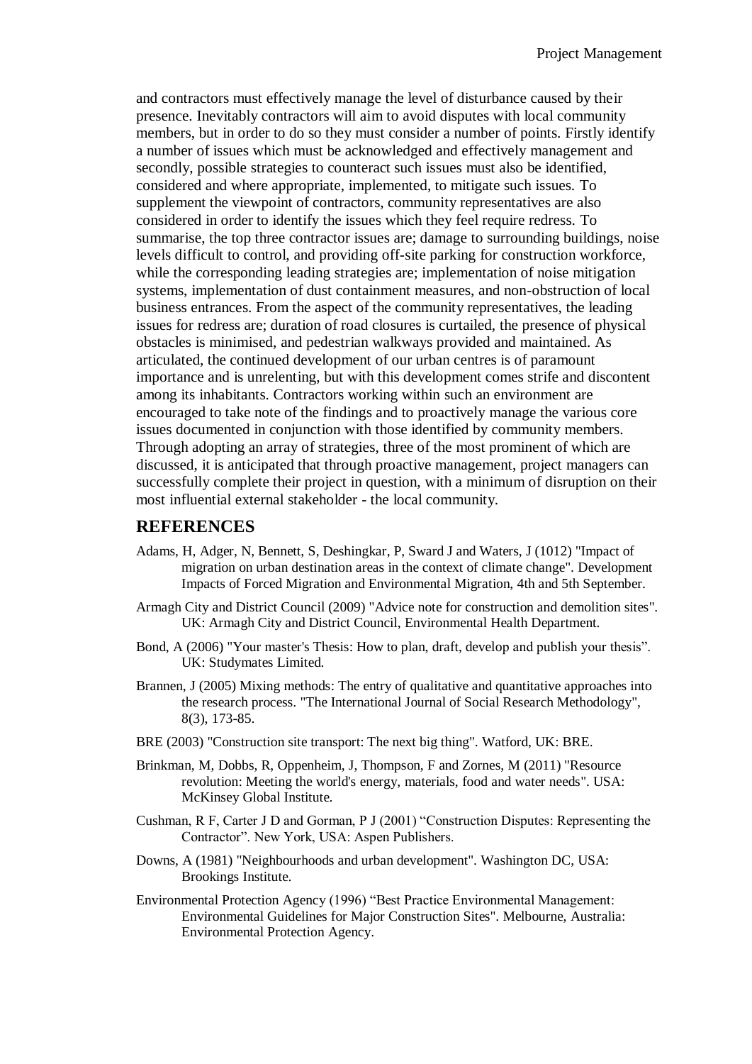and contractors must effectively manage the level of disturbance caused by their presence. Inevitably contractors will aim to avoid disputes with local community members, but in order to do so they must consider a number of points. Firstly identify a number of issues which must be acknowledged and effectively management and secondly, possible strategies to counteract such issues must also be identified, considered and where appropriate, implemented, to mitigate such issues. To supplement the viewpoint of contractors, community representatives are also considered in order to identify the issues which they feel require redress. To summarise, the top three contractor issues are; damage to surrounding buildings, noise levels difficult to control, and providing off-site parking for construction workforce, while the corresponding leading strategies are; implementation of noise mitigation systems, implementation of dust containment measures, and non-obstruction of local business entrances. From the aspect of the community representatives, the leading issues for redress are; duration of road closures is curtailed, the presence of physical obstacles is minimised, and pedestrian walkways provided and maintained. As articulated, the continued development of our urban centres is of paramount importance and is unrelenting, but with this development comes strife and discontent among its inhabitants. Contractors working within such an environment are encouraged to take note of the findings and to proactively manage the various core issues documented in conjunction with those identified by community members. Through adopting an array of strategies, three of the most prominent of which are discussed, it is anticipated that through proactive management, project managers can successfully complete their project in question, with a minimum of disruption on their most influential external stakeholder - the local community.

## REFERENCES

Adams, H, Adger, N, Bennett, S, Deshingkar, P, Sward J and Waters, J (1012) "Impact of migration on urban destination areas in the context of climate change". Development Impacts of Forced Migration and Environmental Migration, 4th and 5th September.

Armagh City and District Council (2009) "Advice note for construction and demolition sites". UK: Armagh City and District Council, Environmental Health Department.

Bond, A (2006) "Your master's Thesis: How to plan, draft, develop and publish your thesis". UK: Studymates Limited.

Brannen, J (2005) Mixing methods: The entry of qualitative and quantitative approaches into the research process. "The International Journal of Social Research Methodology", 8(3), 173-85.

BRE (2003) "Construction site transport: The next big thing". Watford, UK: BRE.

Brinkman, M, Dobbs, R, Oppenheim, J, Thompson, F and Zornes, M (2011) "Resource revolution: Meeting the world's energy, materials, food and water needs". USA: McKinsey Global Institute.

Cushman, R F, Carter J D and Gorman, P J (2001) "Construction Disputes: Representing the Contractor". New York, USA: Aspen Publishers.

Downs, A (1981) "Neighbourhoods and urban development". Washington DC, USA: Brookings Institute.

Environmental Protection Agency (1996) "Best Practice Environmental Management: Environmental Guidelines for Major Construction Sites". Melbourne, Australia: Environmental Protection Agency.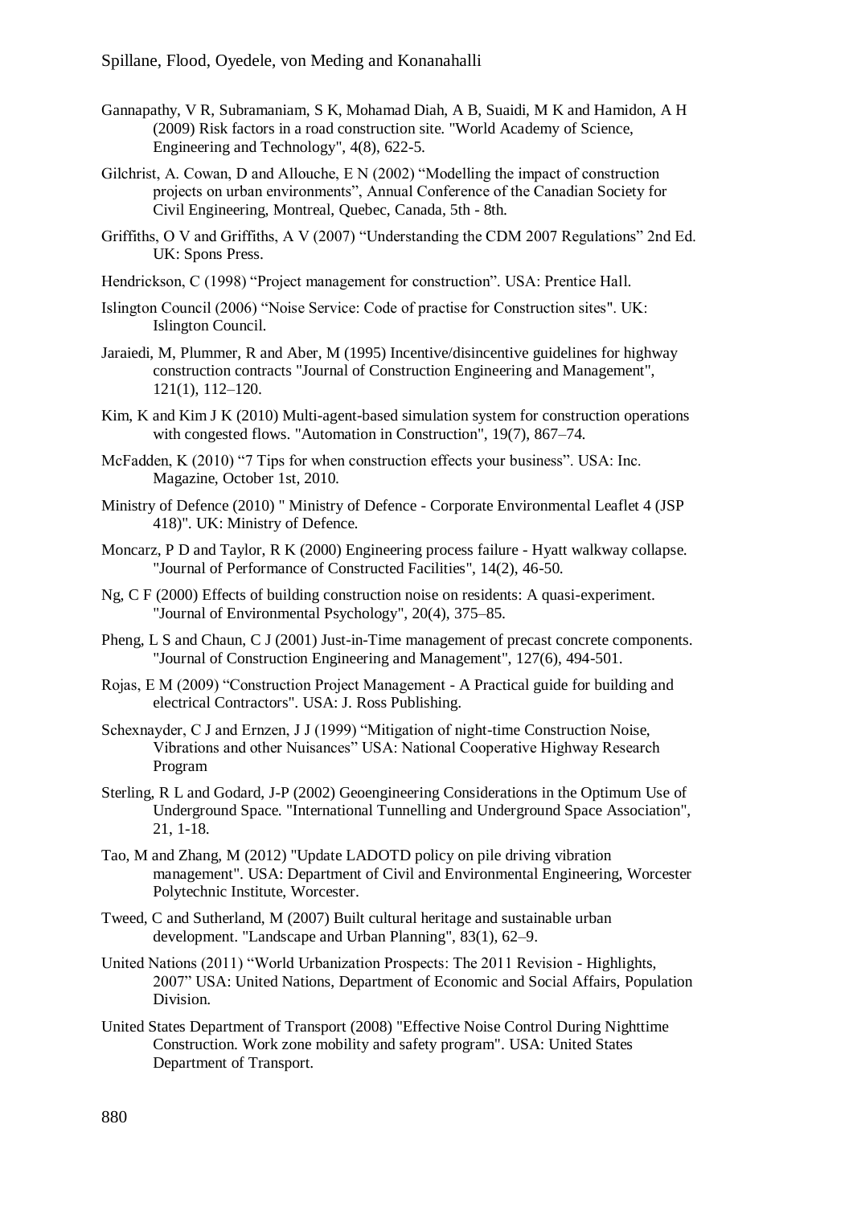Gannapathy, V R, Subramaniam, S K, Mohamad Diah, A B, Suaidi, M K and Hamidon, A H (2009) Risk factors in a road construction site. "World Academy of Science, Engineering and Technology", 4(8), 622-5.

Gilchrist, A. Cowan, D and Allouche, E N (2002) "Modelling the impact of construction projects on urban environments", Annual Conference of the Canadian Society for Civil Engineering, Montreal, Quebec, Canada, 5th - 8th.

Griffiths, O V and Griffiths, A V (2007) "Understanding the CDM 2007 Regulations" 2nd Ed. UK: Spons Press.

Hendrickson, C (1998) "Project management for construction". USA: Prentice Hall.

Islington Council (2006) "Noise Service: Code of practise for Construction sites". UK: Islington Council.

Jaraiedi, M, Plummer, R and Aber, M (1995) Incentive/disincentive guidelines for highway construction contracts "Journal of Construction Engineering and Management", 121(1), 112–120.

Kim, K and Kim J K (2010) Multi-agent-based simulation system for construction operations with congested flows. "Automation in Construction", 19(7), 867–74.

McFadden, K (2010) "7 Tips for when construction effects your business". USA: Inc. Magazine, October 1st, 2010.

Ministry of Defence (2010) " Ministry of Defence - Corporate Environmental Leaflet 4 (JSP 418)". UK: Ministry of Defence.

Moncarz, P D and Taylor, R K (2000) Engineering process failure - Hyatt walkway collapse. "Journal of Performance of Constructed Facilities", 14(2), 46-50.

Ng, C F (2000) Effects of building construction noise on residents: A quasi-experiment. "Journal of Environmental Psychology", 20(4), 375–85.

Pheng, L S and Chaun, C J (2001) Just-in-Time management of precast concrete components. "Journal of Construction Engineering and Management", 127(6), 494-501.

Rojas, E M (2009) "Construction Project Management - A Practical guide for building and electrical Contractors". USA: J. Ross Publishing.

Schexnayder, C J and Ernzen, J J (1999) "Mitigation of night-time Construction Noise, Vibrations and other Nuisances" USA: National Cooperative Highway Research Program

Sterling, R L and Godard, J-P (2002) Geoengineering Considerations in the Optimum Use of Underground Space. "International Tunnelling and Underground Space Association", 21, 1-18.

Tao, M and Zhang, M (2012) "Update LADOTD policy on pile driving vibration management". USA: Department of Civil and Environmental Engineering, Worcester Polytechnic Institute, Worcester.

Tweed, C and Sutherland, M (2007) Built cultural heritage and sustainable urban development. "Landscape and Urban Planning", 83(1), 62–9.

United Nations (2011) "World Urbanization Prospects: The 2011 Revision - Highlights, 2007" USA: United Nations, Department of Economic and Social Affairs, Population Division.

United States Department of Transport (2008) "Effective Noise Control During Nighttime Construction. Work zone mobility and safety program". USA: United States Department of Transport.